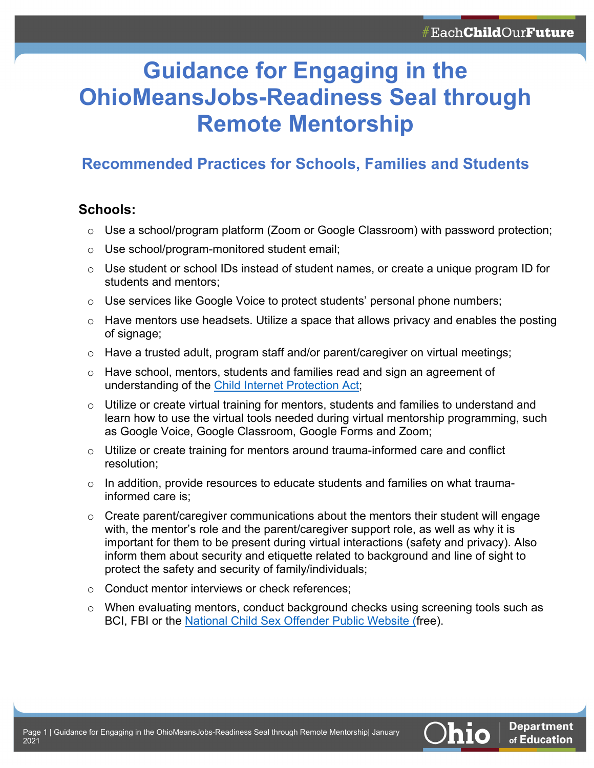# Guidance for Engaging in the OhioMeansJobs-Readiness Seal through Remote Mentorship

## Recommended Practices for Schools, Families and Students

### Schools:

- Use a school/program platform (Zoom or Google Classroom) with password protection;
- Use school/program-monitored student email;
- Use student or school IDs instead of student names, or create a unique program ID for students and mentors;
- Use services like Google Voice to protect students' personal phone numbers;
- Have mentors use headsets. Utilize a space that allows privacy and enables the posting of signage;
- Have a trusted adult, program staff and/or parent/caregiver on virtual meetings;
- Have school, mentors, students and families read and sign an agreement of understanding of the Child Internet Protection Act;
- Utilize or create virtual training for mentors, students and families to understand and learn how to use the virtual tools needed during virtual mentorship programming, such as Google Voice, Google Classroom, Google Forms and Zoom;
- Utilize or create training for mentors around trauma-informed care and conflict resolution;
- In addition, provide resources to educate students and families on what trauma-informed care is;
- Create parent/caregiver communications about the mentors their student will engage with, the mentor's role and the parent/caregiver support role, as well as why it is important for them to be present during virtual interactions (safety and privacy). Also inform them about security and etiquette related to background and line of sight to protect the safety and security of family/individuals;
- Conduct mentor interviews or check references;
- When evaluating mentors, conduct background checks using screening tools such as BCI, FBI or the National Child Sex Offender Public Website (free).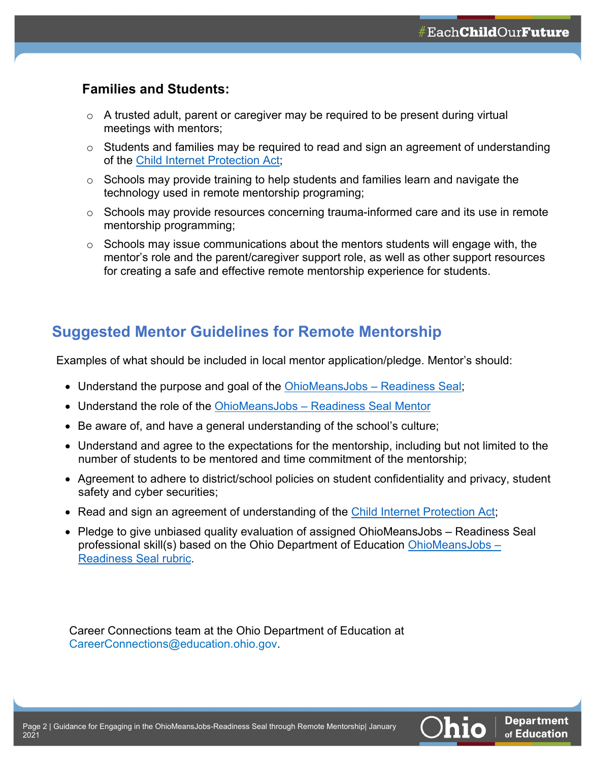### Families and Students:

- A trusted adult, parent or caregiver may be required to be present during virtual meetings with mentors;
- Students and families may be required to read and sign an agreement of understanding of the Child Internet Protection Act;
- Schools may provide training to help students and families learn and navigate the technology used in remote mentorship programing;
- Schools may provide resources concerning trauma-informed care and its use in remote mentorship programming;
- Schools may issue communications about the mentors students will engage with, the mentor's role and the parent/caregiver support role, as well as other support resources for creating a safe and effective remote mentorship experience for students.

## Suggested Mentor Guidelines for Remote Mentorship

Examples of what should be included in local mentor application/pledge. Mentor's should:

- Understand the purpose and goal of the OhioMeansJobs – Readiness Seal;
- Understand the role of the OhioMeansJobs – Readiness Seal Mentor
- Be aware of, and have a general understanding of the school's culture;
- Understand and agree to the expectations for the mentorship, including but not limited to the number of students to be mentored and time commitment of the mentorship;
- Agreement to adhere to district/school policies on student confidentiality and privacy, student safety and cyber securities;
- Read and sign an agreement of understanding of the Child Internet Protection Act;
- Pledge to give unbiased quality evaluation of assigned OhioMeansJobs – Readiness Seal professional skill(s) based on the Ohio Department of Education OhioMeansJobs – Readiness Seal rubric.

Career Connections team at the Ohio Department of Education at CareerConnections@education.ohio.gov.